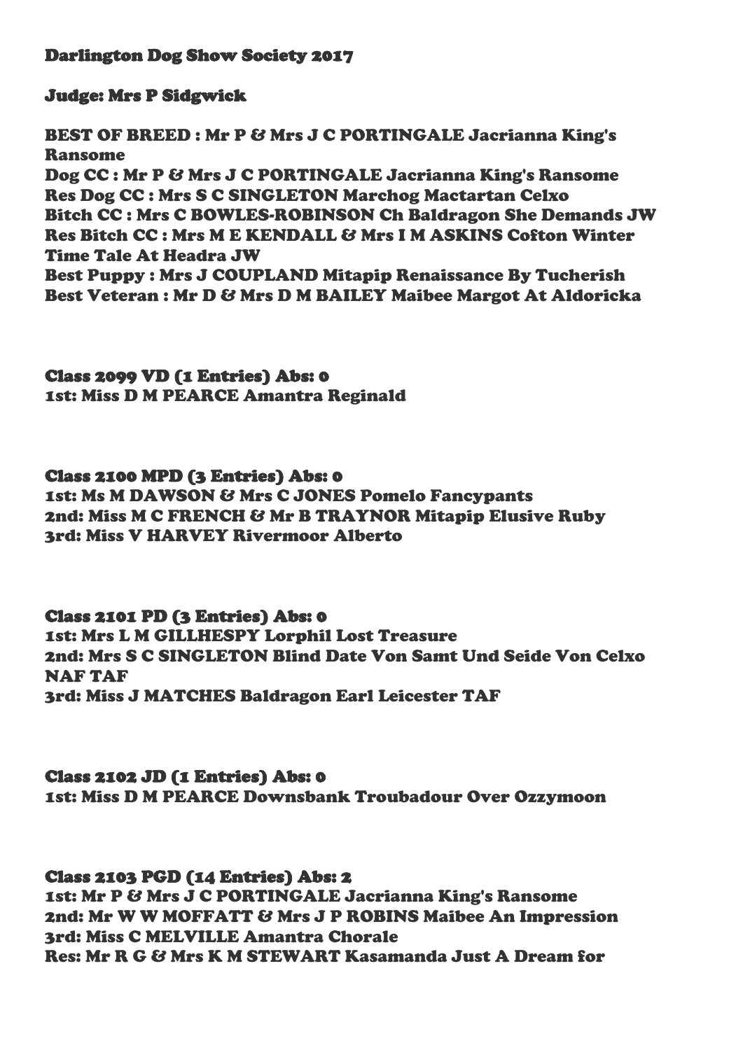# Darlington Dog Show Society 2017

## Judge: Mrs P Sidgwick

**BEST OF BREED : Mr P & Mrs J C PORTINGALE Jacrianna King's Ransome**
**Dog CC : Mr P & Mrs J C PORTINGALE Jacrianna King's Ransome**
**Res Dog CC : Mrs S C SINGLETON Marchog Mactartan Celxo**
**Bitch CC : Mrs C BOWLES-ROBINSON Ch Baldragon She Demands JW**
**Res Bitch CC : Mrs M E KENDALL & Mrs I M ASKINS Cofton Winter Time Tale At Headra JW**
**Best Puppy : Mrs J COUPLAND Mitapip Renaissance By Tucherish**
**Best Veteran : Mr D & Mrs D M BAILEY Maibee Margot At Aldoricka**

### Class 2099 VD (1 Entries) Abs: 0

**1st: Miss D M PEARCE Amantra Reginald**

### Class 2100 MPD (3 Entries) Abs: 0

**1st: Ms M DAWSON & Mrs C JONES Pomelo Fancypants**
**2nd: Miss M C FRENCH & Mr B TRAYNOR Mitapip Elusive Ruby**
**3rd: Miss V HARVEY Rivermoor Alberto**

### Class 2101 PD (3 Entries) Abs: 0

**1st: Mrs L M GILLHESPY Lorphil Lost Treasure**
**2nd: Mrs S C SINGLETON Blind Date Von Samt Und Seide Von Celxo NAF TAF**
**3rd: Miss J MATCHES Baldragon Earl Leicester TAF**

### Class 2102 JD (1 Entries) Abs: 0

**1st: Miss D M PEARCE Downsbank Troubadour Over Ozzymoon**

### Class 2103 PGD (14 Entries) Abs: 2

**1st: Mr P & Mrs J C PORTINGALE Jacrianna King's Ransome**
**2nd: Mr W W MOFFATT & Mrs J P ROBINS Maibee An Impression**
**3rd: Miss C MELVILLE Amantra Chorale**
**Res: Mr R G & Mrs K M STEWART Kasamanda Just A Dream for**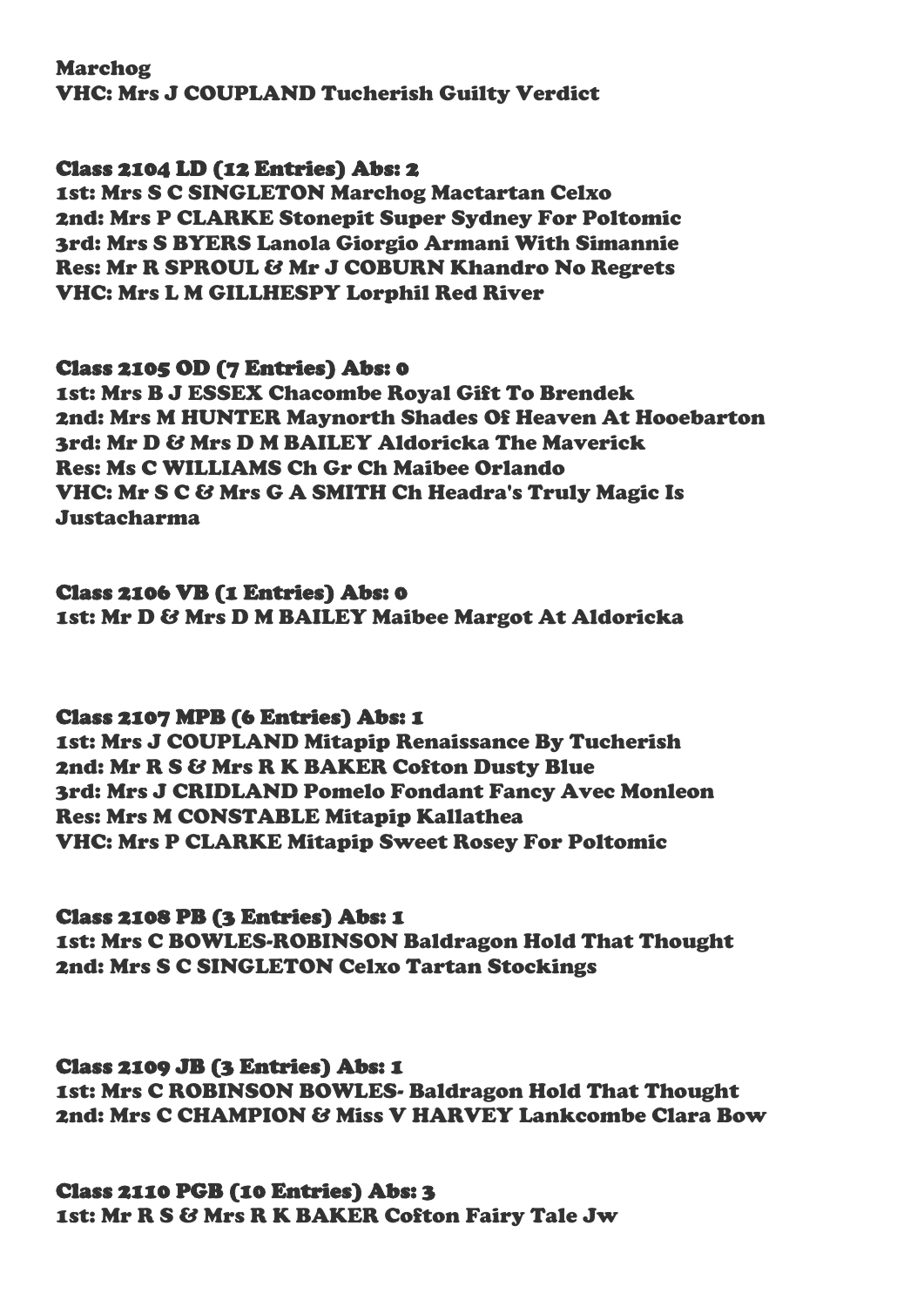**Marchog**
**VHC: Mrs J COUPLAND Tucherish Guilty Verdict**

### Class 2104 LD (12 Entries) Abs: 2

**1st: Mrs S C SINGLETON Marchog Mactartan Celxo**
**2nd: Mrs P CLARKE Stonepit Super Sydney For Poltomic**
**3rd: Mrs S BYERS Lanola Giorgio Armani With Simannie**
**Res: Mr R SPROUL & Mr J COBURN Khandro No Regrets**
**VHC: Mrs L M GILLHESPY Lorphil Red River**

### Class 2105 OD (7 Entries) Abs: 0

**1st: Mrs B J ESSEX Chacombe Royal Gift To Brendek**
**2nd: Mrs M HUNTER Maynorth Shades Of Heaven At Hooebarton**
**3rd: Mr D & Mrs D M BAILEY Aldoricka The Maverick**
**Res: Ms C WILLIAMS Ch Gr Ch Maibee Orlando**
**VHC: Mr S C & Mrs G A SMITH Ch Headra's Truly Magic Is Justacharma**

### Class 2106 VB (1 Entries) Abs: 0

**1st: Mr D & Mrs D M BAILEY Maibee Margot At Aldoricka**

### Class 2107 MPB (6 Entries) Abs: 1

**1st: Mrs J COUPLAND Mitapip Renaissance By Tucherish**
**2nd: Mr R S & Mrs R K BAKER Cofton Dusty Blue**
**3rd: Mrs J CRIDLAND Pomelo Fondant Fancy Avec Monleon**
**Res: Mrs M CONSTABLE Mitapip Kallathea**
**VHC: Mrs P CLARKE Mitapip Sweet Rosey For Poltomic**

### Class 2108 PB (3 Entries) Abs: 1

**1st: Mrs C BOWLES-ROBINSON Baldragon Hold That Thought**
**2nd: Mrs S C SINGLETON Celxo Tartan Stockings**

### Class 2109 JB (3 Entries) Abs: 1

**1st: Mrs C ROBINSON BOWLES- Baldragon Hold That Thought**
**2nd: Mrs C CHAMPION & Miss V HARVEY Lankcombe Clara Bow**

### Class 2110 PGB (10 Entries) Abs: 3

**1st: Mr R S & Mrs R K BAKER Cofton Fairy Tale Jw**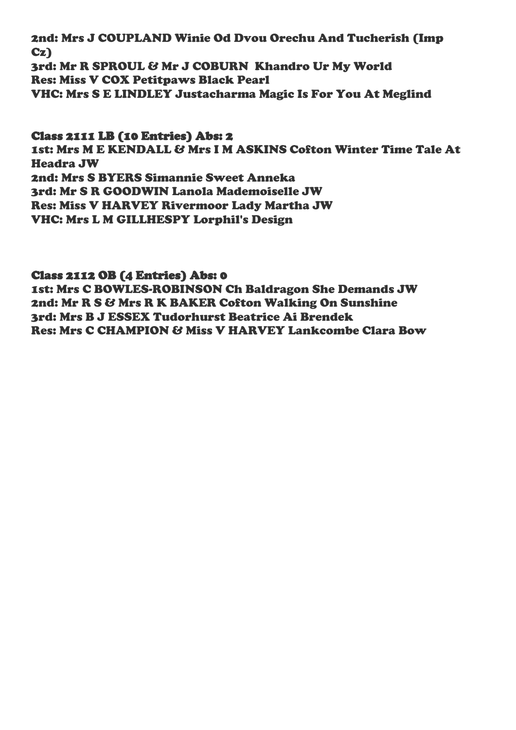**2nd: Mrs J COUPLAND Winie Od Dvou Orechu And Tucherish (Imp Cz)**
**3rd: Mr R SPROUL & Mr J COBURN  Khandro Ur My World**
**Res: Miss V COX Petitpaws Black Pearl**
**VHC: Mrs S E LINDLEY Justacharma Magic Is For You At Meglind**

## Class 2111 LB (10 Entries) Abs: 2

**1st: Mrs M E KENDALL & Mrs I M ASKINS Cofton Winter Time Tale At Headra JW**
**2nd: Mrs S BYERS Simannie Sweet Anneka**
**3rd: Mr S R GOODWIN Lanola Mademoiselle JW**
**Res: Miss V HARVEY Rivermoor Lady Martha JW**
**VHC: Mrs L M GILLHESPY Lorphil's Design**

## Class 2112 OB (4 Entries) Abs: 0

**1st: Mrs C BOWLES-ROBINSON Ch Baldragon She Demands JW**
**2nd: Mr R S & Mrs R K BAKER Cofton Walking On Sunshine**
**3rd: Mrs B J ESSEX Tudorhurst Beatrice Ai Brendek**
**Res: Mrs C CHAMPION & Miss V HARVEY Lankcombe Clara Bow**